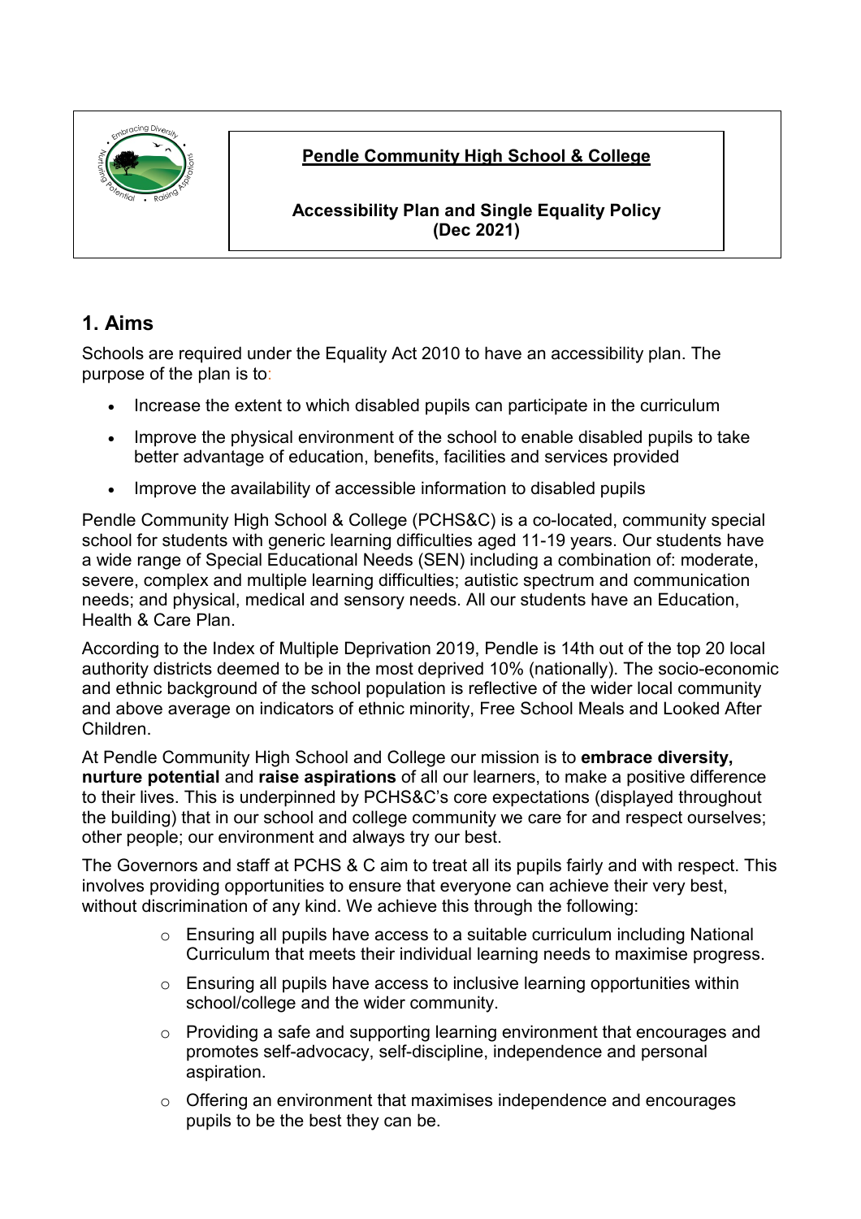**Pendle Community High School & College**

**Accessibility Plan and Single Equality Policy (Dec 2021)**

## 1. Aims

Schools are required under the Equality Act 2010 to have an accessibility plan. The purpose of the plan is to:

- Increase the extent to which disabled pupils can participate in the curriculum
- Improve the physical environment of the school to enable disabled pupils to take better advantage of education, benefits, facilities and services provided
- Improve the availability of accessible information to disabled pupils

Pendle Community High School & College (PCHS&C) is a co-located, community special school for students with generic learning difficulties aged 11-19 years. Our students have a wide range of Special Educational Needs (SEN) including a combination of: moderate, severe, complex and multiple learning difficulties; autistic spectrum and communication needs; and physical, medical and sensory needs. All our students have an Education, Health & Care Plan.

According to the Index of Multiple Deprivation 2019, Pendle is 14th out of the top 20 local authority districts deemed to be in the most deprived 10% (nationally). The socio-economic and ethnic background of the school population is reflective of the wider local community and above average on indicators of ethnic minority, Free School Meals and Looked After Children.

At Pendle Community High School and College our mission is to **embrace diversity, nurture potential** and **raise aspirations** of all our learners, to make a positive difference to their lives. This is underpinned by PCHS&C's core expectations (displayed throughout the building) that in our school and college community we care for and respect ourselves; other people; our environment and always try our best.

The Governors and staff at PCHS & C aim to treat all its pupils fairly and with respect. This involves providing opportunities to ensure that everyone can achieve their very best, without discrimination of any kind. We achieve this through the following:

- Ensuring all pupils have access to a suitable curriculum including National Curriculum that meets their individual learning needs to maximise progress.
- Ensuring all pupils have access to inclusive learning opportunities within school/college and the wider community.
- Providing a safe and supporting learning environment that encourages and promotes self-advocacy, self-discipline, independence and personal aspiration.
- Offering an environment that maximises independence and encourages pupils to be the best they can be.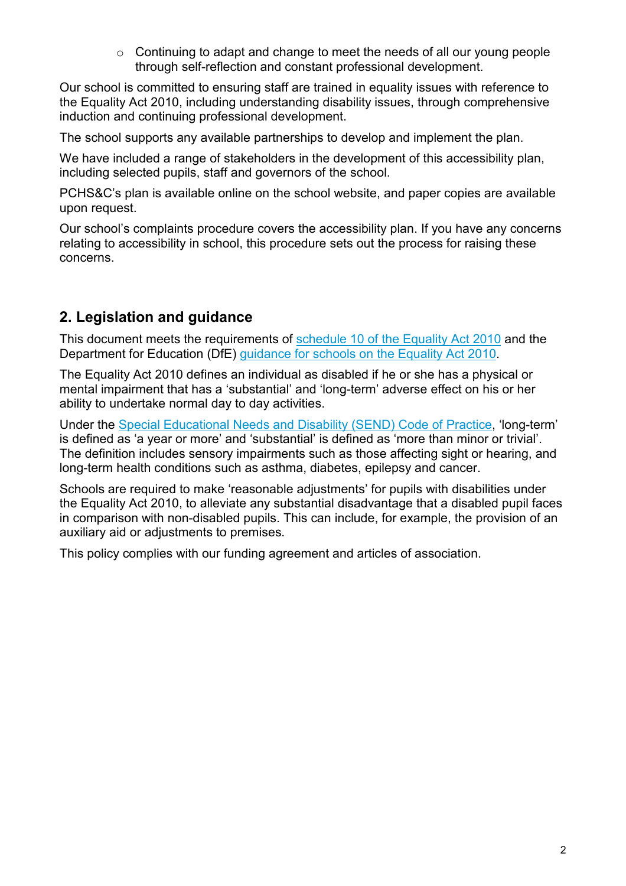- Continuing to adapt and change to meet the needs of all our young people through self-reflection and constant professional development.

Our school is committed to ensuring staff are trained in equality issues with reference to the Equality Act 2010, including understanding disability issues, through comprehensive induction and continuing professional development.

The school supports any available partnerships to develop and implement the plan.

We have included a range of stakeholders in the development of this accessibility plan, including selected pupils, staff and governors of the school.

PCHS&C's plan is available online on the school website, and paper copies are available upon request.

Our school's complaints procedure covers the accessibility plan. If you have any concerns relating to accessibility in school, this procedure sets out the process for raising these concerns.

## 2. Legislation and guidance

This document meets the requirements of schedule 10 of the Equality Act 2010 and the Department for Education (DfE) guidance for schools on the Equality Act 2010.

The Equality Act 2010 defines an individual as disabled if he or she has a physical or mental impairment that has a 'substantial' and 'long-term' adverse effect on his or her ability to undertake normal day to day activities.

Under the Special Educational Needs and Disability (SEND) Code of Practice, 'long-term' is defined as 'a year or more' and 'substantial' is defined as 'more than minor or trivial'. The definition includes sensory impairments such as those affecting sight or hearing, and long-term health conditions such as asthma, diabetes, epilepsy and cancer.

Schools are required to make 'reasonable adjustments' for pupils with disabilities under the Equality Act 2010, to alleviate any substantial disadvantage that a disabled pupil faces in comparison with non-disabled pupils. This can include, for example, the provision of an auxiliary aid or adjustments to premises.

This policy complies with our funding agreement and articles of association.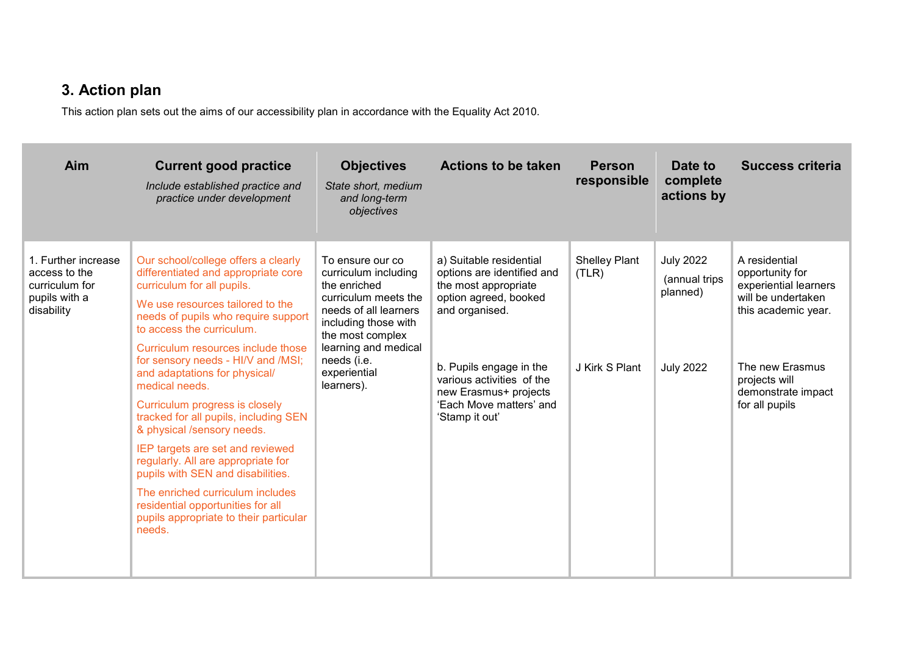## 3. Action plan

This action plan sets out the aims of our accessibility plan in accordance with the Equality Act 2010.

| Aim | Current good practice<br>*Include established practice and practice under development* | Objectives<br>*State short, medium and long-term objectives* | Actions to be taken | Person responsible | Date to complete actions by | Success criteria |
|---|---|---|---|---|---|---|
| 1. Further increase access to the curriculum for pupils with a disability | Our school/college offers a clearly differentiated and appropriate core curriculum for all pupils.<br>We use resources tailored to the needs of pupils who require support to access the curriculum.<br>Curriculum resources include those for sensory needs - HI/V and /MSI; and adaptations for physical/ medical needs.<br>Curriculum progress is closely tracked for all pupils, including SEN & physical /sensory needs.<br>IEP targets are set and reviewed regularly. All are appropriate for pupils with SEN and disabilities.<br>The enriched curriculum includes residential opportunities for all pupils appropriate to their particular needs. | To ensure our co curriculum including the enriched curriculum meets the needs of all learners including those with the most complex learning and medical needs (i.e. experiential learners). | a) Suitable residential options are identified and the most appropriate option agreed, booked and organised.<br><br>b. Pupils engage in the various activities of the new Erasmus+ projects 'Each Move matters' and 'Stamp it out' | Shelley Plant (TLR)<br><br>J Kirk S Plant | July 2022 (annual trips planned)<br><br>July 2022 | A residential opportunity for experiential learners will be undertaken this academic year.<br><br>The new Erasmus projects will demonstrate impact for all pupils |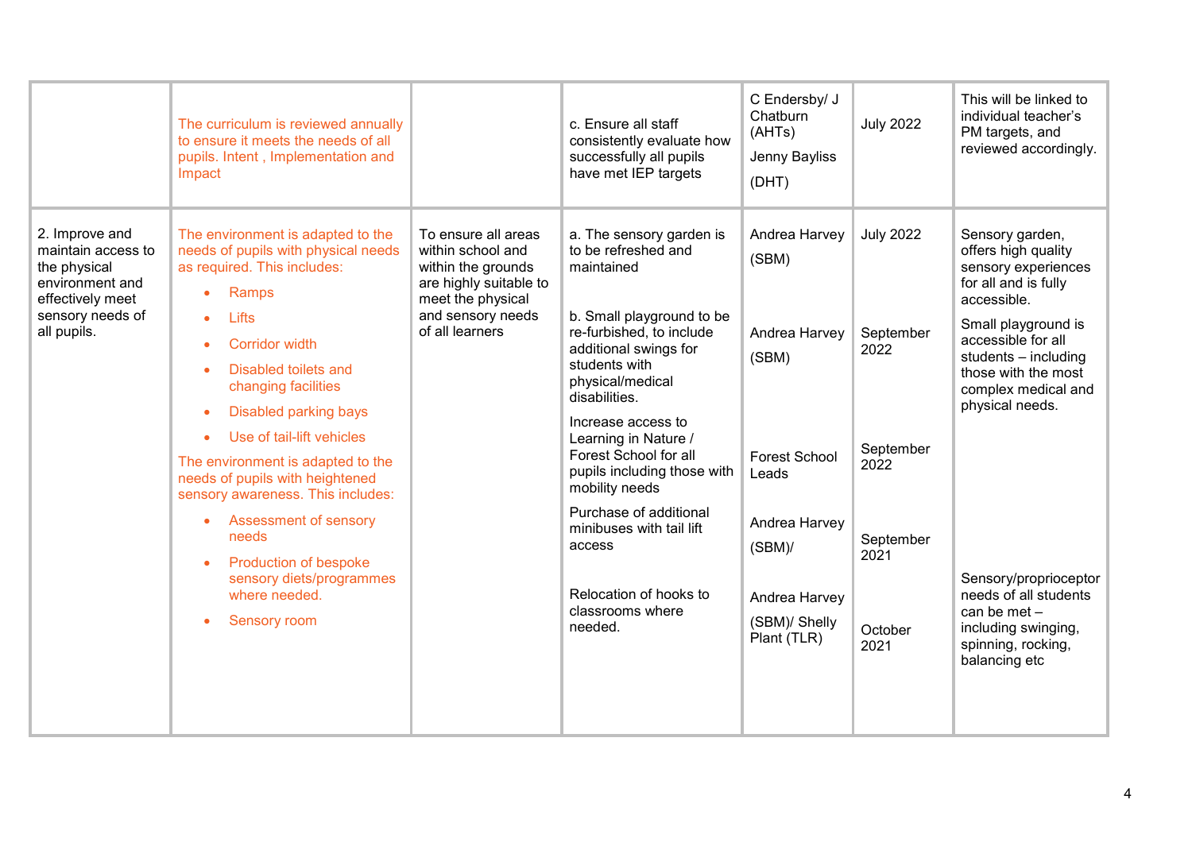| | | | | | | |
|---|---|---|---|---|---|---|
| | The curriculum is reviewed annually to ensure it meets the needs of all pupils. Intent , Implementation and Impact | | c. Ensure all staff consistently evaluate how successfully all pupils have met IEP targets | C Endersby/ J Chatburn (AHTs)<br><br>Jenny Bayliss<br><br>(DHT) | July 2022 | This will be linked to individual teacher's PM targets, and reviewed accordingly. |
| 2. Improve and maintain access to the physical environment and effectively meet sensory needs of all pupils. | The environment is adapted to the needs of pupils with physical needs as required. This includes:<br>• Ramps<br>• Lifts<br>• Corridor width<br>• Disabled toilets and changing facilities<br>• Disabled parking bays<br>• Use of tail-lift vehicles<br>The environment is adapted to the needs of pupils with heightened sensory awareness. This includes:<br>• Assessment of sensory needs<br>• Production of bespoke sensory diets/programmes where needed.<br>• Sensory room | To ensure all areas within school and within the grounds are highly suitable to meet the physical and sensory needs of all learners | a. The sensory garden is to be refreshed and maintained<br><br>b. Small playground to be re-furbished, to include additional swings for students with physical/medical disabilities.<br><br>Increase access to Learning in Nature / Forest School for all pupils including those with mobility needs<br><br>Purchase of additional minibuses with tail lift access<br><br>Relocation of hooks to classrooms where needed. | Andrea Harvey (SBM)<br><br>Andrea Harvey (SBM)<br><br>Forest School Leads<br><br>Andrea Harvey (SBM)/<br><br>Andrea Harvey (SBM)/ Shelly Plant (TLR) | July 2022<br><br>September 2022<br><br>September 2022<br><br>September 2021<br><br>October 2021 | Sensory garden, offers high quality sensory experiences for all and is fully accessible.<br><br>Small playground is accessible for all students – including those with the most complex medical and physical needs.<br><br>Sensory/proprioceptor needs of all students can be met – including swinging, spinning, rocking, balancing etc |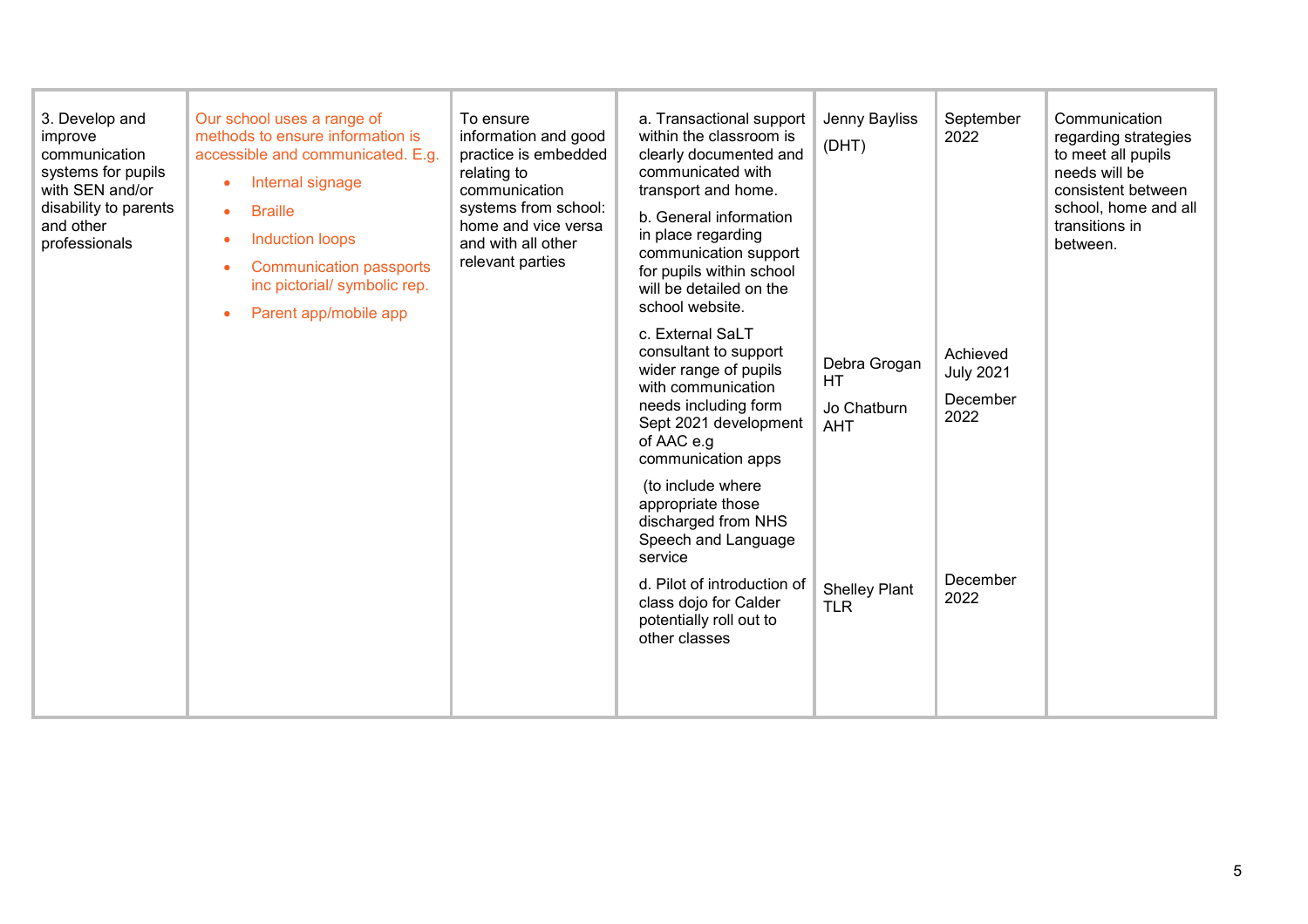| 3. Develop and improve communication systems for pupils with SEN and/or disability to parents and other professionals | Our school uses a range of methods to ensure information is accessible and communicated. E.g.<br>• Internal signage<br>• Braille<br>• Induction loops<br>• Communication passports inc pictorial/ symbolic rep.<br>• Parent app/mobile app | To ensure information and good practice is embedded relating to communication systems from school: home and vice versa and with all other relevant parties | a. Transactional support within the classroom is clearly documented and communicated with transport and home.<br>b. General information in place regarding communication support for pupils within school will be detailed on the school website.<br>c. External SaLT consultant to support wider range of pupils with communication needs including form Sept 2021 development of AAC e.g communication apps<br>(to include where appropriate those discharged from NHS Speech and Language service<br>d. Pilot of introduction of class dojo for Calder potentially roll out to other classes | Jenny Bayliss (DHT)<br><br>Debra Grogan HT<br>Jo Chatburn AHT<br><br>Shelley Plant TLR | September 2022<br><br>Achieved July 2021<br>December 2022<br><br>December 2022 | Communication regarding strategies to meet all pupils needs will be consistent between school, home and all transitions in between. |
|---|---|---|---|---|---|---|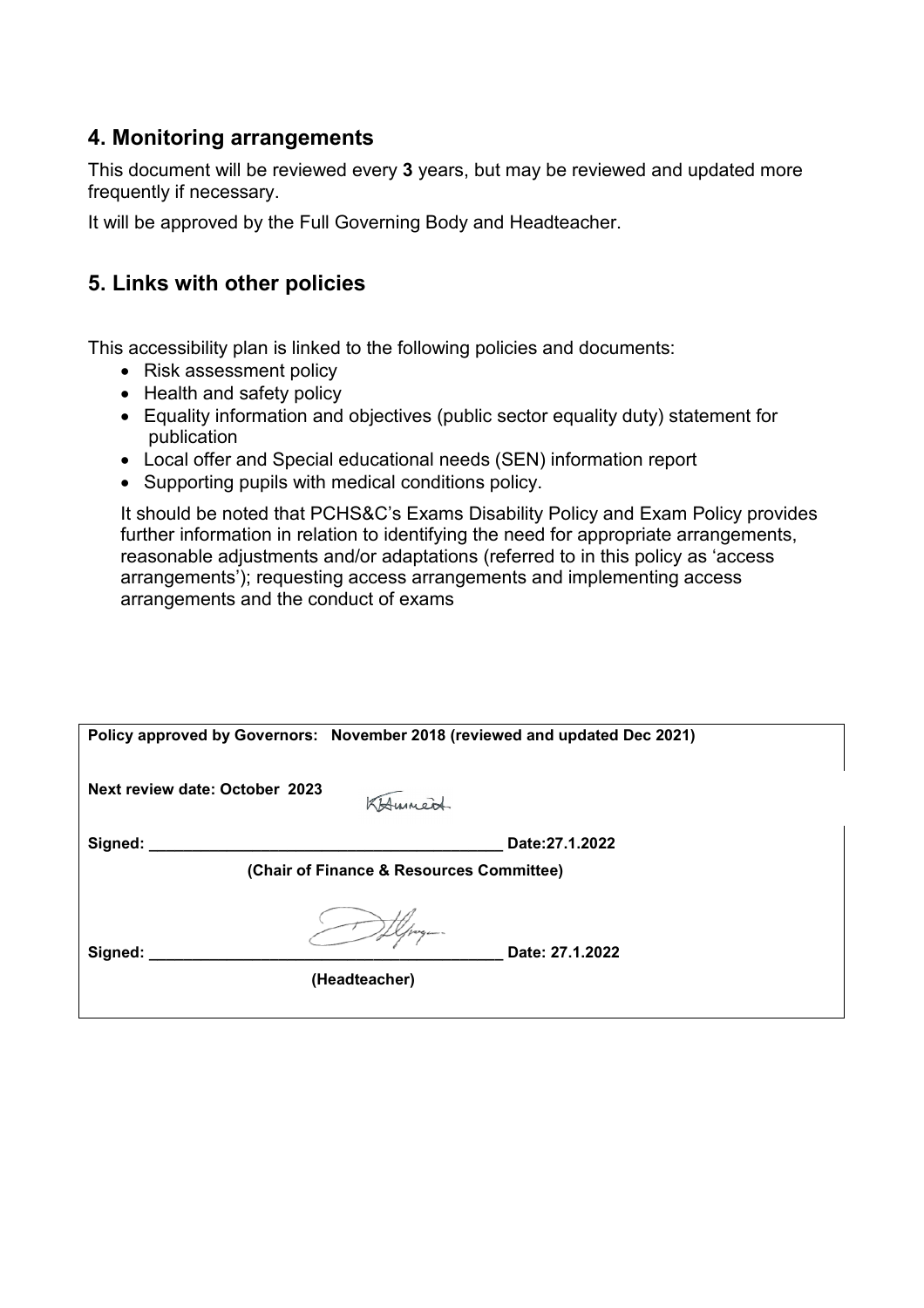## 4. Monitoring arrangements

This document will be reviewed every **3** years, but may be reviewed and updated more frequently if necessary.

It will be approved by the Full Governing Body and Headteacher.

## 5. Links with other policies

This accessibility plan is linked to the following policies and documents:

- Risk assessment policy
- Health and safety policy
- Equality information and objectives (public sector equality duty) statement for publication
- Local offer and Special educational needs (SEN) information report
- Supporting pupils with medical conditions policy.

It should be noted that PCHS&C's Exams Disability Policy and Exam Policy provides further information in relation to identifying the need for appropriate arrangements, reasonable adjustments and/or adaptations (referred to in this policy as 'access arrangements'); requesting access arrangements and implementing access arrangements and the conduct of exams

**Policy approved by Governors: November 2018 (reviewed and updated Dec 2021)**

**Next review date: October 2023**

**Signed:** ________________________________________ **Date:27.1.2022**

**(Chair of Finance & Resources Committee)**

**Signed:** ________________________________________ **Date: 27.1.2022**

**(Headteacher)**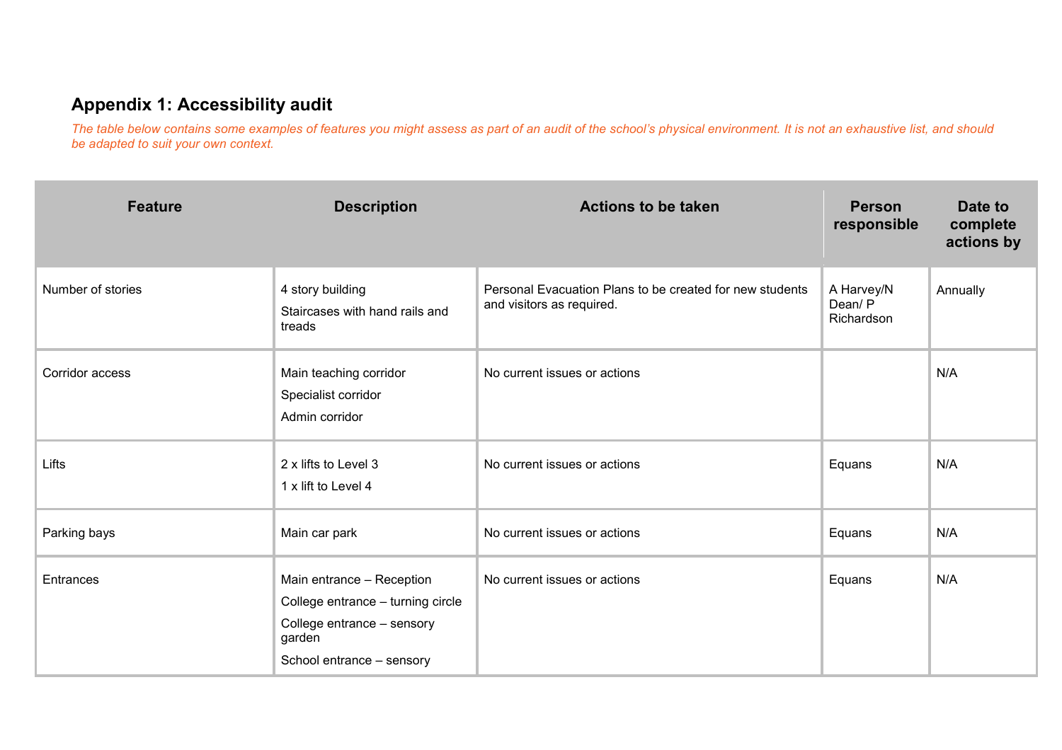## Appendix 1: Accessibility audit

*The table below contains some examples of features you might assess as part of an audit of the school's physical environment. It is not an exhaustive list, and should be adapted to suit your own context.*

| Feature | Description | Actions to be taken | Person responsible | Date to complete actions by |
|---|---|---|---|---|
| Number of stories | 4 story building<br>Staircases with hand rails and treads | Personal Evacuation Plans to be created for new students and visitors as required. | A Harvey/N Dean/ P Richardson | Annually |
| Corridor access | Main teaching corridor<br>Specialist corridor<br>Admin corridor | No current issues or actions | | N/A |
| Lifts | 2 x lifts to Level 3<br>1 x lift to Level 4 | No current issues or actions | Equans | N/A |
| Parking bays | Main car park | No current issues or actions | Equans | N/A |
| Entrances | Main entrance – Reception<br>College entrance – turning circle<br>College entrance – sensory garden<br>School entrance – sensory | No current issues or actions | Equans | N/A |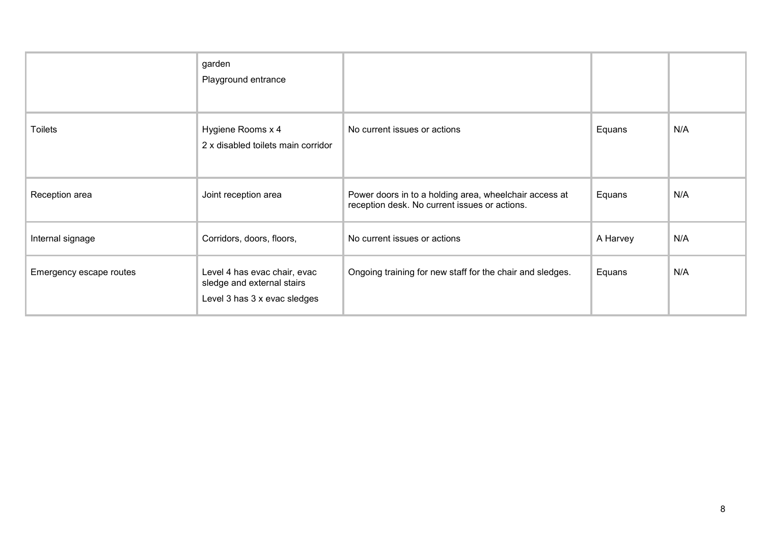| | | | | |
|---|---|---|---|---|
| | garden<br>Playground entrance | | | |
| Toilets | Hygiene Rooms x 4<br>2 x disabled toilets main corridor | No current issues or actions | Equans | N/A |
| Reception area | Joint reception area | Power doors in to a holding area, wheelchair access at reception desk. No current issues or actions. | Equans | N/A |
| Internal signage | Corridors, doors, floors, | No current issues or actions | A Harvey | N/A |
| Emergency escape routes | Level 4 has evac chair, evac sledge and external stairs<br>Level 3 has 3 x evac sledges | Ongoing training for new staff for the chair and sledges. | Equans | N/A |